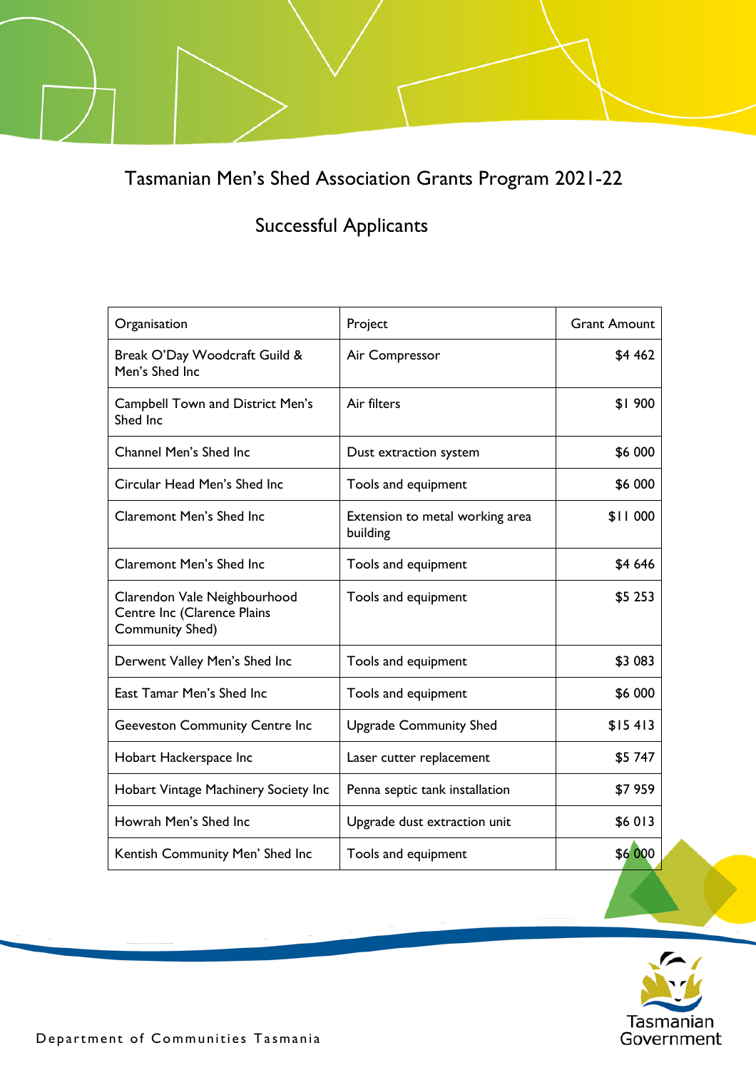# Tasmanian Men's Shed Association Grants Program 2021-22

## Successful Applicants

| Organisation | Project | Grant Amount |
|---|---|---|
| Break O'Day Woodcraft Guild & Men's Shed Inc | Air Compressor | $4 462 |
| Campbell Town and District Men's Shed Inc | Air filters | $1 900 |
| Channel Men's Shed Inc | Dust extraction system | $6 000 |
| Circular Head Men's Shed Inc | Tools and equipment | $6 000 |
| Claremont Men's Shed Inc | Extension to metal working area building | $11 000 |
| Claremont Men's Shed Inc | Tools and equipment | $4 646 |
| Clarendon Vale Neighbourhood Centre Inc (Clarence Plains Community Shed) | Tools and equipment | $5 253 |
| Derwent Valley Men's Shed Inc | Tools and equipment | $3 083 |
| East Tamar Men's Shed Inc | Tools and equipment | $6 000 |
| Geeveston Community Centre Inc | Upgrade Community Shed | $15 413 |
| Hobart Hackerspace Inc | Laser cutter replacement | $5 747 |
| Hobart Vintage Machinery Society Inc | Penna septic tank installation | $7 959 |
| Howrah Men's Shed Inc | Upgrade dust extraction unit | $6 013 |
| Kentish Community Men' Shed Inc | Tools and equipment | $6 000 |

Department of Communities Tasmania

Tasmanian Government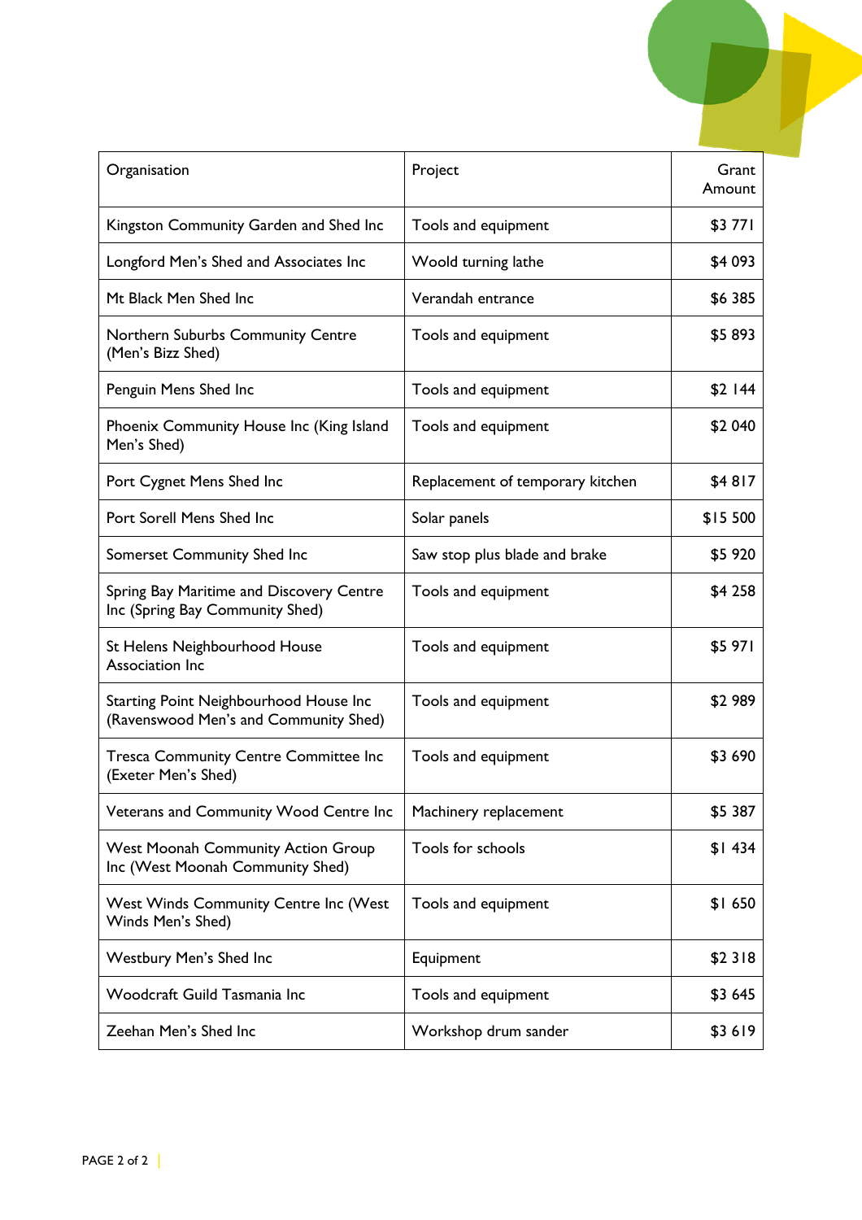| Organisation | Project | Grant Amount |
|---|---|---|
| Kingston Community Garden and Shed Inc | Tools and equipment | $3 771 |
| Longford Men's Shed and Associates Inc | Woold turning lathe | $4 093 |
| Mt Black Men Shed Inc | Verandah entrance | $6 385 |
| Northern Suburbs Community Centre (Men's Bizz Shed) | Tools and equipment | $5 893 |
| Penguin Mens Shed Inc | Tools and equipment | $2 144 |
| Phoenix Community House Inc (King Island Men's Shed) | Tools and equipment | $2 040 |
| Port Cygnet Mens Shed Inc | Replacement of temporary kitchen | $4 817 |
| Port Sorell Mens Shed Inc | Solar panels | $15 500 |
| Somerset Community Shed Inc | Saw stop plus blade and brake | $5 920 |
| Spring Bay Maritime and Discovery Centre Inc (Spring Bay Community Shed) | Tools and equipment | $4 258 |
| St Helens Neighbourhood House Association Inc | Tools and equipment | $5 971 |
| Starting Point Neighbourhood House Inc (Ravenswood Men's and Community Shed) | Tools and equipment | $2 989 |
| Tresca Community Centre Committee Inc (Exeter Men's Shed) | Tools and equipment | $3 690 |
| Veterans and Community Wood Centre Inc | Machinery replacement | $5 387 |
| West Moonah Community Action Group Inc (West Moonah Community Shed) | Tools for schools | $1 434 |
| West Winds Community Centre Inc (West Winds Men's Shed) | Tools and equipment | $1 650 |
| Westbury Men's Shed Inc | Equipment | $2 318 |
| Woodcraft Guild Tasmania Inc | Tools and equipment | $3 645 |
| Zeehan Men's Shed Inc | Workshop drum sander | $3 619 |